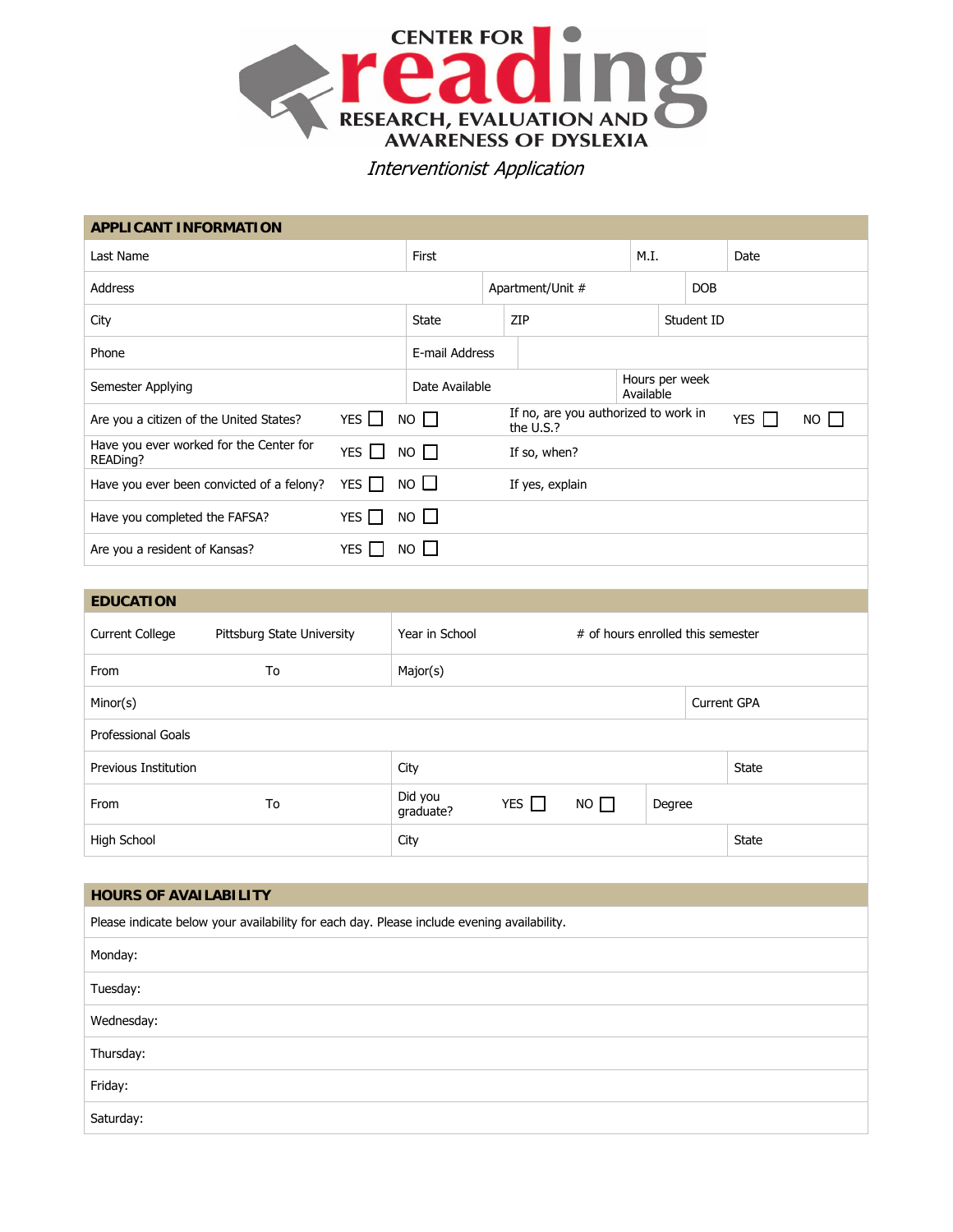# CENTER FOR reading RESEARCH, EVALUATION AND AWARENESS OF DYSLEXIA

*Interventionist Application*

## APPLICANT INFORMATION

| Last Name | First | M.I. | Date |
|---|---|---|---|
| Address | Apartment/Unit # | DOB | |
| City | State | ZIP | Student ID |
| Phone | E-mail Address | | |
| Semester Applying | Date Available | Hours per week Available | |

| | | | | | |
|---|---|---|---|---|---|
| Are you a citizen of the United States? | YES ☐ | NO ☐ | If no, are you authorized to work in the U.S.? | YES ☐ | NO ☐ |
| Have you ever worked for the Center for READing? | YES ☐ | NO ☐ | If so, when? | | |
| Have you ever been convicted of a felony? | YES ☐ | NO ☐ | If yes, explain | | |
| Have you completed the FAFSA? | YES ☐ | NO ☐ | | | |
| Are you a resident of Kansas? | YES ☐ | NO ☐ | | | |

## EDUCATION

| | | | |
|---|---|---|---|
| Current College | Pittsburg State University | Year in School | # of hours enrolled this semester |
| From | To | Major(s) | |
| Minor(s) | | | Current GPA |
| Professional Goals | | | |
| Previous Institution | | City | State |
| From | To | Did you graduate? YES ☐ NO ☐ | Degree |
| High School | | City | State |

## HOURS OF AVAILABILITY

Please indicate below your availability for each day. Please include evening availability.

Monday:

Tuesday:

Wednesday:

Thursday:

Friday:

Saturday: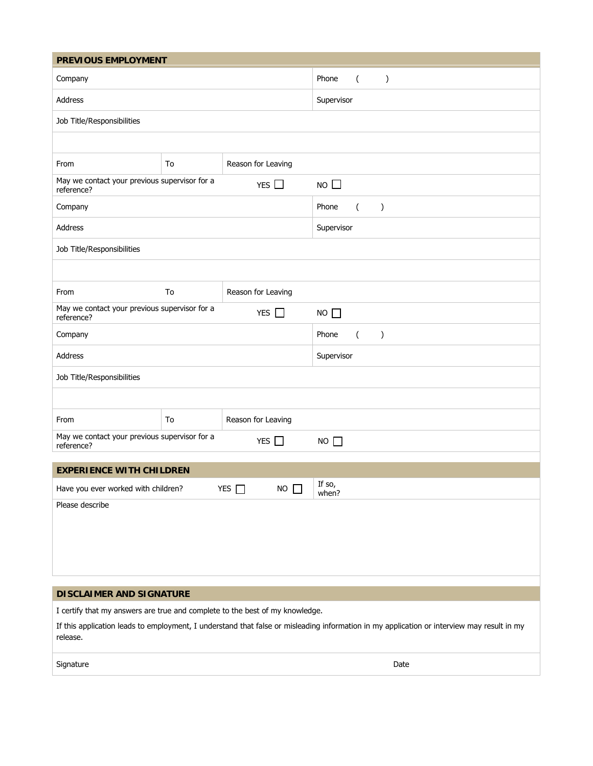## PREVIOUS EMPLOYMENT

| | | | |
|---|---|---|---|
| Company | | | Phone ( ) |
| Address | | | Supervisor |
| Job Title/Responsibilities | | | |
| | | | |
| From | To | Reason for Leaving | |
| May we contact your previous supervisor for a reference? | | YES ☐ | NO ☐ |
| Company | | | Phone ( ) |
| Address | | | Supervisor |
| Job Title/Responsibilities | | | |
| | | | |
| From | To | Reason for Leaving | |
| May we contact your previous supervisor for a reference? | | YES ☐ | NO ☐ |
| Company | | | Phone ( ) |
| Address | | | Supervisor |
| Job Title/Responsibilities | | | |
| | | | |
| From | To | Reason for Leaving | |
| May we contact your previous supervisor for a reference? | | YES ☐ | NO ☐ |

## EXPERIENCE WITH CHILDREN

| | | | |
|---|---|---|---|
| Have you ever worked with children? | YES ☐ | NO ☐ | If so, when? |
| Please describe | | | |

## DISCLAIMER AND SIGNATURE

I certify that my answers are true and complete to the best of my knowledge.

If this application leads to employment, I understand that false or misleading information in my application or interview may result in my release.

| | |
|---|---|
| Signature | Date |